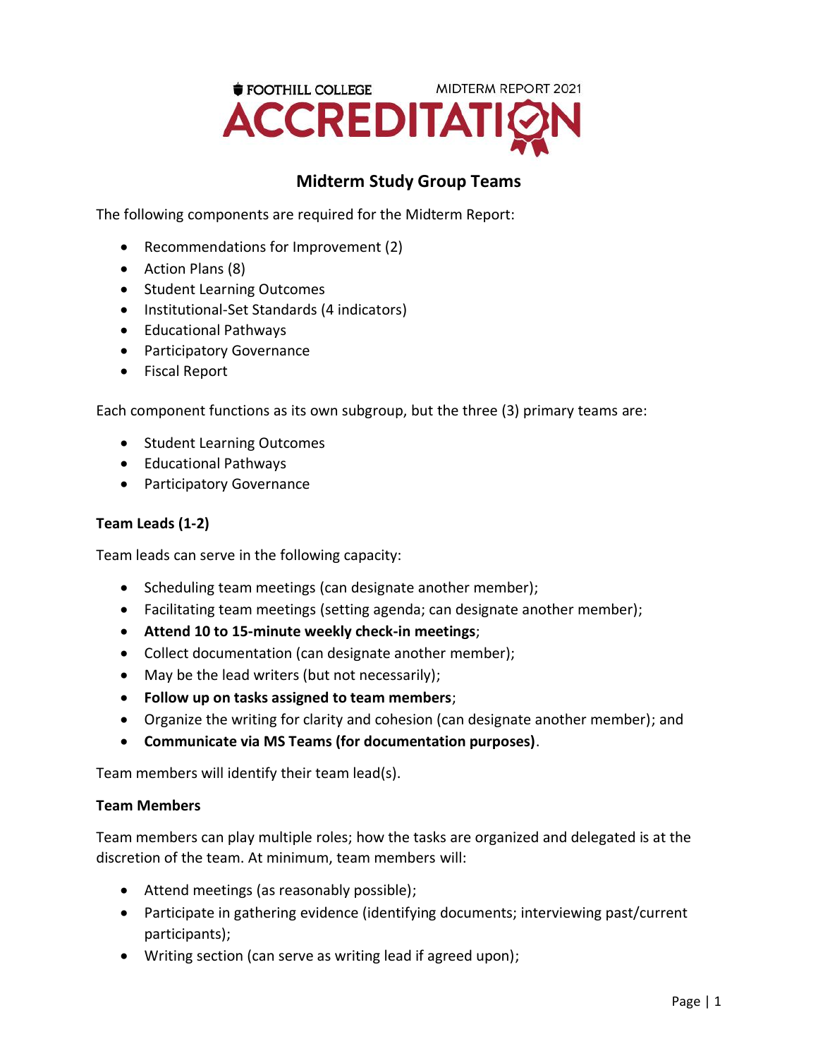FOOTHILL COLLEGE MIDTERM REPORT 2021

# ACCREDITATION

## Midterm Study Group Teams

The following components are required for the Midterm Report:

- Recommendations for Improvement (2)
- Action Plans (8)
- Student Learning Outcomes
- Institutional-Set Standards (4 indicators)
- Educational Pathways
- Participatory Governance
- Fiscal Report

Each component functions as its own subgroup, but the three (3) primary teams are:

- Student Learning Outcomes
- Educational Pathways
- Participatory Governance

### Team Leads (1-2)

Team leads can serve in the following capacity:

- Scheduling team meetings (can designate another member);
- Facilitating team meetings (setting agenda; can designate another member);
- **Attend 10 to 15-minute weekly check-in meetings**;
- Collect documentation (can designate another member);
- May be the lead writers (but not necessarily);
- **Follow up on tasks assigned to team members**;
- Organize the writing for clarity and cohesion (can designate another member); and
- **Communicate via MS Teams (for documentation purposes)**.

Team members will identify their team lead(s).

### Team Members

Team members can play multiple roles; how the tasks are organized and delegated is at the discretion of the team. At minimum, team members will:

- Attend meetings (as reasonably possible);
- Participate in gathering evidence (identifying documents; interviewing past/current participants);
- Writing section (can serve as writing lead if agreed upon);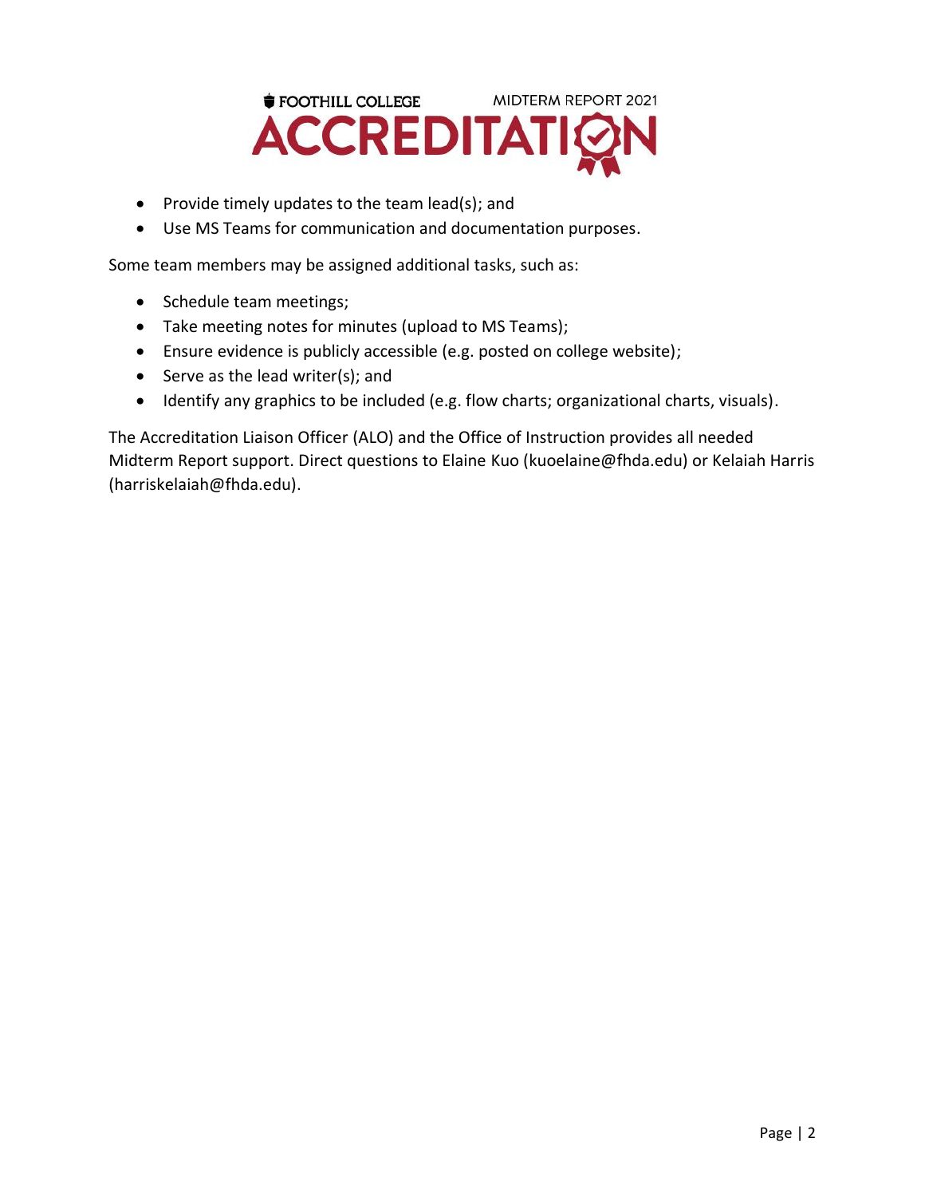- Provide timely updates to the team lead(s); and
- Use MS Teams for communication and documentation purposes.

Some team members may be assigned additional tasks, such as:

- Schedule team meetings;
- Take meeting notes for minutes (upload to MS Teams);
- Ensure evidence is publicly accessible (e.g. posted on college website);
- Serve as the lead writer(s); and
- Identify any graphics to be included (e.g. flow charts; organizational charts, visuals).

The Accreditation Liaison Officer (ALO) and the Office of Instruction provides all needed Midterm Report support. Direct questions to Elaine Kuo (kuoelaine@fhda.edu) or Kelaiah Harris (harriskelaiah@fhda.edu).